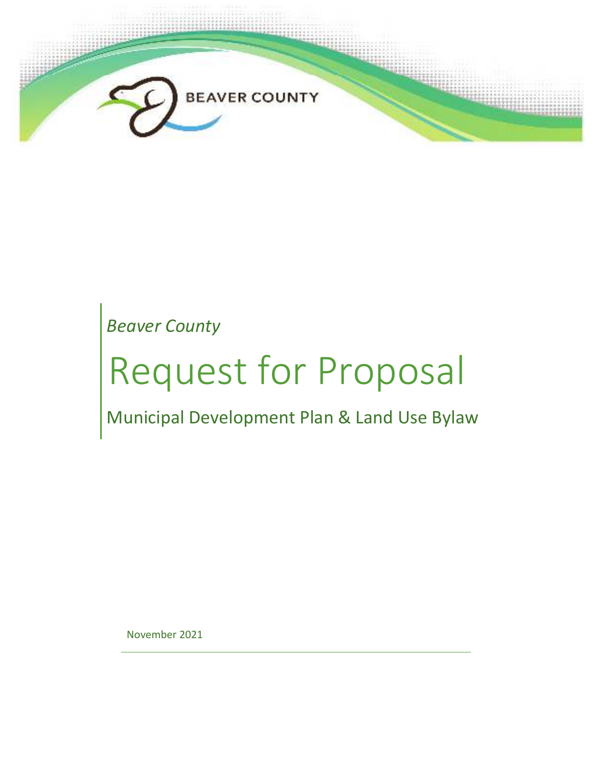BEAVER COUNTY

*Beaver County*

# Request for Proposal

## Municipal Development Plan & Land Use Bylaw

November 2021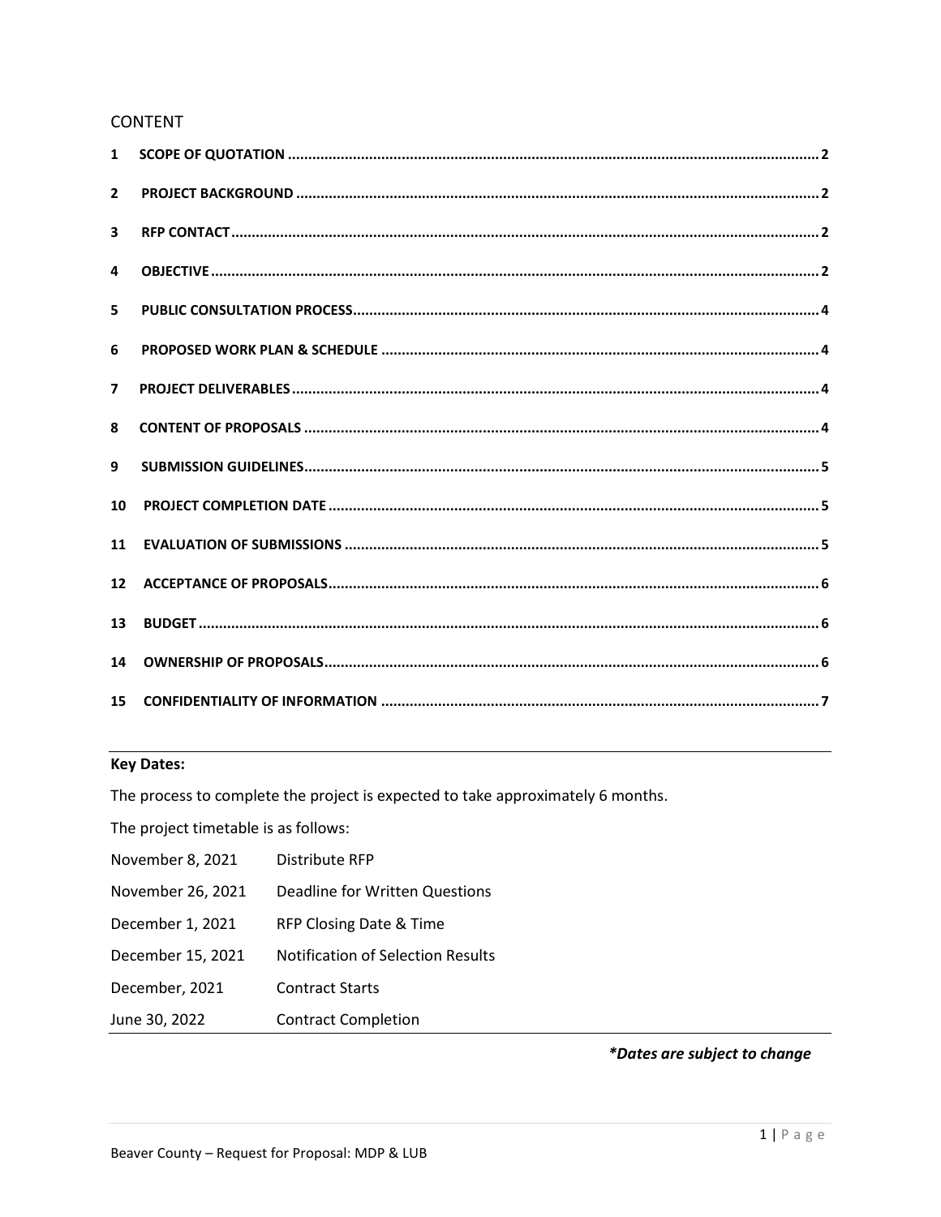## CONTENT

| | | |
|---|---|---|
| **1** | **SCOPE OF QUOTATION** | **2** |
| **2** | **PROJECT BACKGROUND** | **2** |
| **3** | **RFP CONTACT** | **2** |
| **4** | **OBJECTIVE** | **2** |
| **5** | **PUBLIC CONSULTATION PROCESS** | **4** |
| **6** | **PROPOSED WORK PLAN & SCHEDULE** | **4** |
| **7** | **PROJECT DELIVERABLES** | **4** |
| **8** | **CONTENT OF PROPOSALS** | **4** |
| **9** | **SUBMISSION GUIDELINES** | **5** |
| **10** | **PROJECT COMPLETION DATE** | **5** |
| **11** | **EVALUATION OF SUBMISSIONS** | **5** |
| **12** | **ACCEPTANCE OF PROPOSALS** | **6** |
| **13** | **BUDGET** | **6** |
| **14** | **OWNERSHIP OF PROPOSALS** | **6** |
| **15** | **CONFIDENTIALITY OF INFORMATION** | **7** |

**Key Dates:**

The process to complete the project is expected to take approximately 6 months.

The project timetable is as follows:

| | |
|---|---|
| November 8, 2021 | Distribute RFP |
| November 26, 2021 | Deadline for Written Questions |
| December 1, 2021 | RFP Closing Date & Time |
| December 15, 2021 | Notification of Selection Results |
| December, 2021 | Contract Starts |
| June 30, 2022 | Contract Completion |

***Dates are subject to change**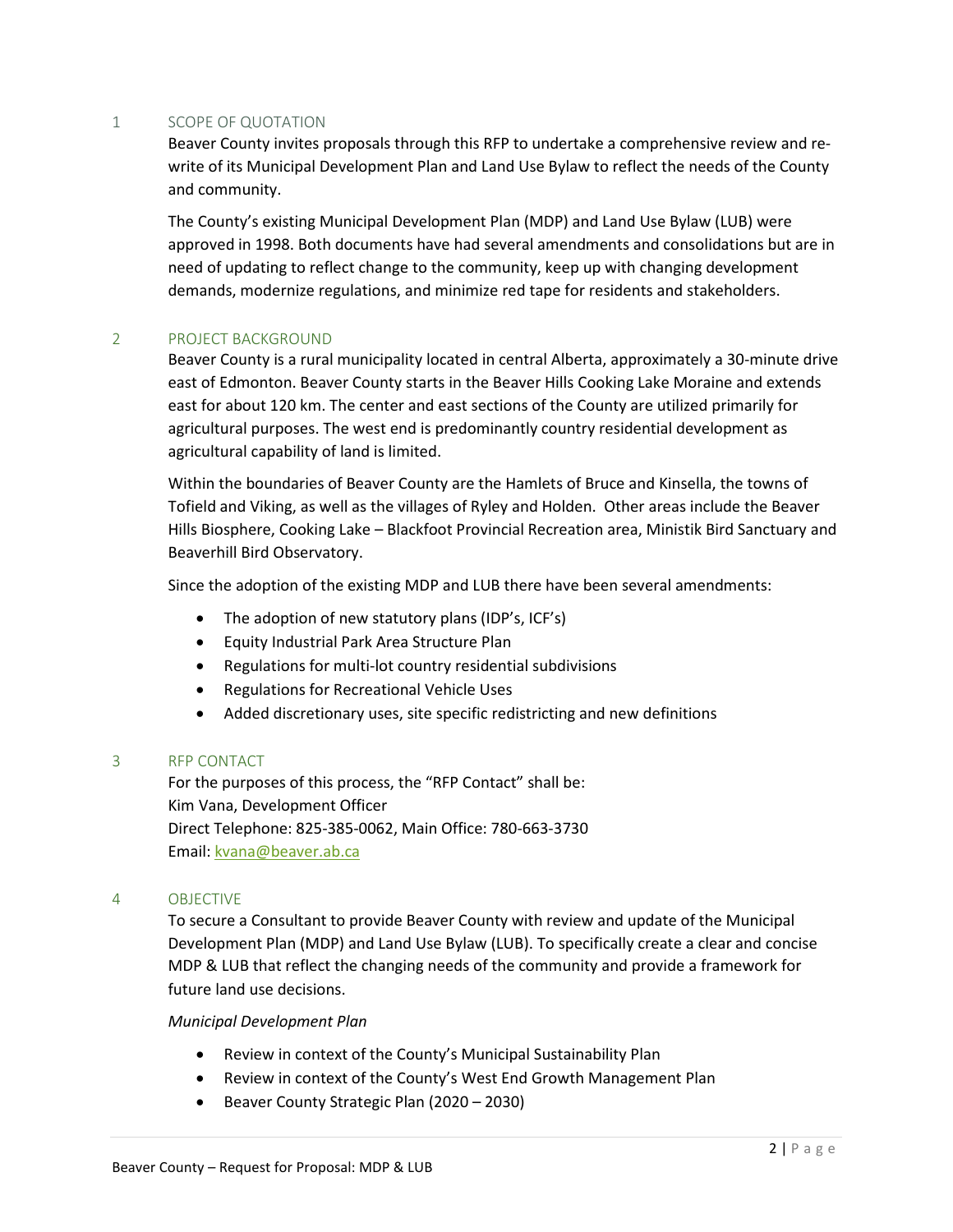## 1 SCOPE OF QUOTATION

Beaver County invites proposals through this RFP to undertake a comprehensive review and re-write of its Municipal Development Plan and Land Use Bylaw to reflect the needs of the County and community.

The County's existing Municipal Development Plan (MDP) and Land Use Bylaw (LUB) were approved in 1998. Both documents have had several amendments and consolidations but are in need of updating to reflect change to the community, keep up with changing development demands, modernize regulations, and minimize red tape for residents and stakeholders.

## 2 PROJECT BACKGROUND

Beaver County is a rural municipality located in central Alberta, approximately a 30-minute drive east of Edmonton. Beaver County starts in the Beaver Hills Cooking Lake Moraine and extends east for about 120 km. The center and east sections of the County are utilized primarily for agricultural purposes. The west end is predominantly country residential development as agricultural capability of land is limited.

Within the boundaries of Beaver County are the Hamlets of Bruce and Kinsella, the towns of Tofield and Viking, as well as the villages of Ryley and Holden. Other areas include the Beaver Hills Biosphere, Cooking Lake – Blackfoot Provincial Recreation area, Ministik Bird Sanctuary and Beaverhill Bird Observatory.

Since the adoption of the existing MDP and LUB there have been several amendments:

- The adoption of new statutory plans (IDP's, ICF's)
- Equity Industrial Park Area Structure Plan
- Regulations for multi-lot country residential subdivisions
- Regulations for Recreational Vehicle Uses
- Added discretionary uses, site specific redistricting and new definitions

## 3 RFP CONTACT

For the purposes of this process, the "RFP Contact" shall be:
Kim Vana, Development Officer
Direct Telephone: 825-385-0062, Main Office: 780-663-3730
Email: [kvana@beaver.ab.ca](mailto:kvana@beaver.ab.ca)

## 4 OBJECTIVE

To secure a Consultant to provide Beaver County with review and update of the Municipal Development Plan (MDP) and Land Use Bylaw (LUB). To specifically create a clear and concise MDP & LUB that reflect the changing needs of the community and provide a framework for future land use decisions.

*Municipal Development Plan*

- Review in context of the County's Municipal Sustainability Plan
- Review in context of the County's West End Growth Management Plan
- Beaver County Strategic Plan (2020 – 2030)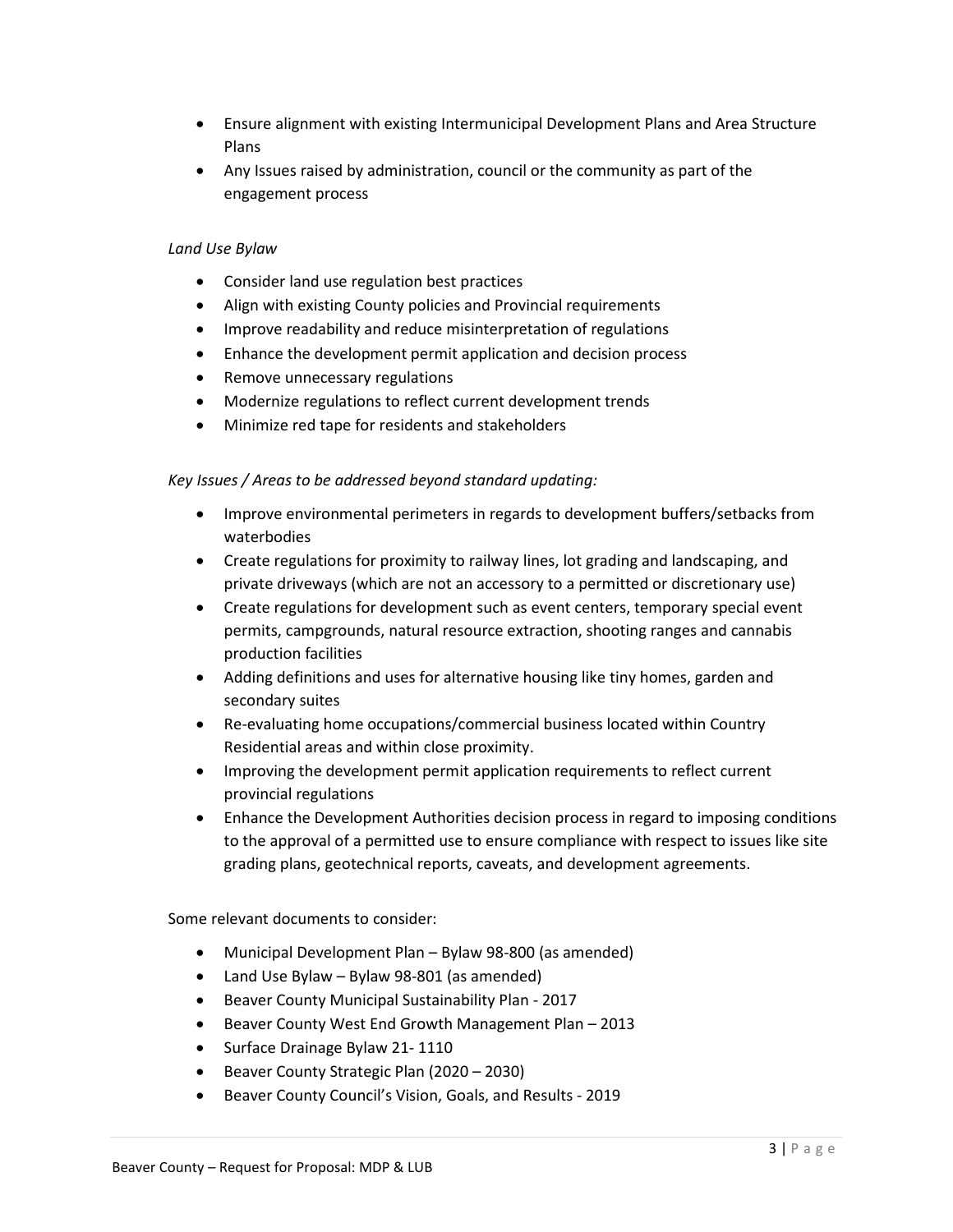- Ensure alignment with existing Intermunicipal Development Plans and Area Structure Plans
- Any Issues raised by administration, council or the community as part of the engagement process

*Land Use Bylaw*

- Consider land use regulation best practices
- Align with existing County policies and Provincial requirements
- Improve readability and reduce misinterpretation of regulations
- Enhance the development permit application and decision process
- Remove unnecessary regulations
- Modernize regulations to reflect current development trends
- Minimize red tape for residents and stakeholders

*Key Issues / Areas to be addressed beyond standard updating:*

- Improve environmental perimeters in regards to development buffers/setbacks from waterbodies
- Create regulations for proximity to railway lines, lot grading and landscaping, and private driveways (which are not an accessory to a permitted or discretionary use)
- Create regulations for development such as event centers, temporary special event permits, campgrounds, natural resource extraction, shooting ranges and cannabis production facilities
- Adding definitions and uses for alternative housing like tiny homes, garden and secondary suites
- Re-evaluating home occupations/commercial business located within Country Residential areas and within close proximity.
- Improving the development permit application requirements to reflect current provincial regulations
- Enhance the Development Authorities decision process in regard to imposing conditions to the approval of a permitted use to ensure compliance with respect to issues like site grading plans, geotechnical reports, caveats, and development agreements.

Some relevant documents to consider:

- Municipal Development Plan – Bylaw 98-800 (as amended)
- Land Use Bylaw – Bylaw 98-801 (as amended)
- Beaver County Municipal Sustainability Plan - 2017
- Beaver County West End Growth Management Plan – 2013
- Surface Drainage Bylaw 21- 1110
- Beaver County Strategic Plan (2020 – 2030)
- Beaver County Council's Vision, Goals, and Results - 2019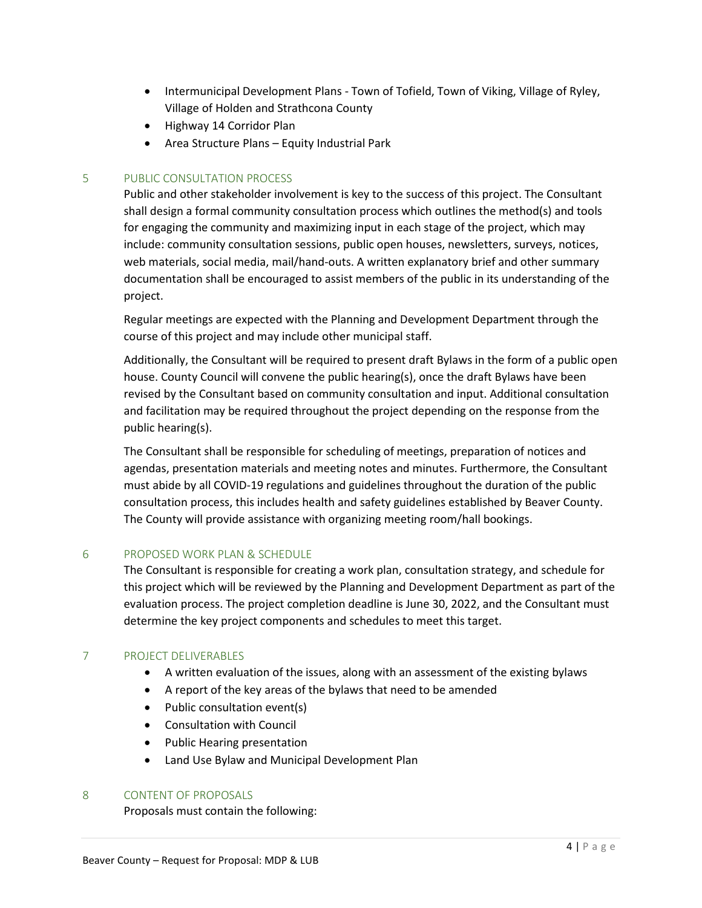- Intermunicipal Development Plans - Town of Tofield, Town of Viking, Village of Ryley, Village of Holden and Strathcona County
- Highway 14 Corridor Plan
- Area Structure Plans – Equity Industrial Park

## 5 PUBLIC CONSULTATION PROCESS

Public and other stakeholder involvement is key to the success of this project. The Consultant shall design a formal community consultation process which outlines the method(s) and tools for engaging the community and maximizing input in each stage of the project, which may include: community consultation sessions, public open houses, newsletters, surveys, notices, web materials, social media, mail/hand-outs. A written explanatory brief and other summary documentation shall be encouraged to assist members of the public in its understanding of the project.

Regular meetings are expected with the Planning and Development Department through the course of this project and may include other municipal staff.

Additionally, the Consultant will be required to present draft Bylaws in the form of a public open house. County Council will convene the public hearing(s), once the draft Bylaws have been revised by the Consultant based on community consultation and input. Additional consultation and facilitation may be required throughout the project depending on the response from the public hearing(s).

The Consultant shall be responsible for scheduling of meetings, preparation of notices and agendas, presentation materials and meeting notes and minutes. Furthermore, the Consultant must abide by all COVID-19 regulations and guidelines throughout the duration of the public consultation process, this includes health and safety guidelines established by Beaver County. The County will provide assistance with organizing meeting room/hall bookings.

## 6 PROPOSED WORK PLAN & SCHEDULE

The Consultant is responsible for creating a work plan, consultation strategy, and schedule for this project which will be reviewed by the Planning and Development Department as part of the evaluation process. The project completion deadline is June 30, 2022, and the Consultant must determine the key project components and schedules to meet this target.

## 7 PROJECT DELIVERABLES

- A written evaluation of the issues, along with an assessment of the existing bylaws
- A report of the key areas of the bylaws that need to be amended
- Public consultation event(s)
- Consultation with Council
- Public Hearing presentation
- Land Use Bylaw and Municipal Development Plan

## 8 CONTENT OF PROPOSALS

Proposals must contain the following: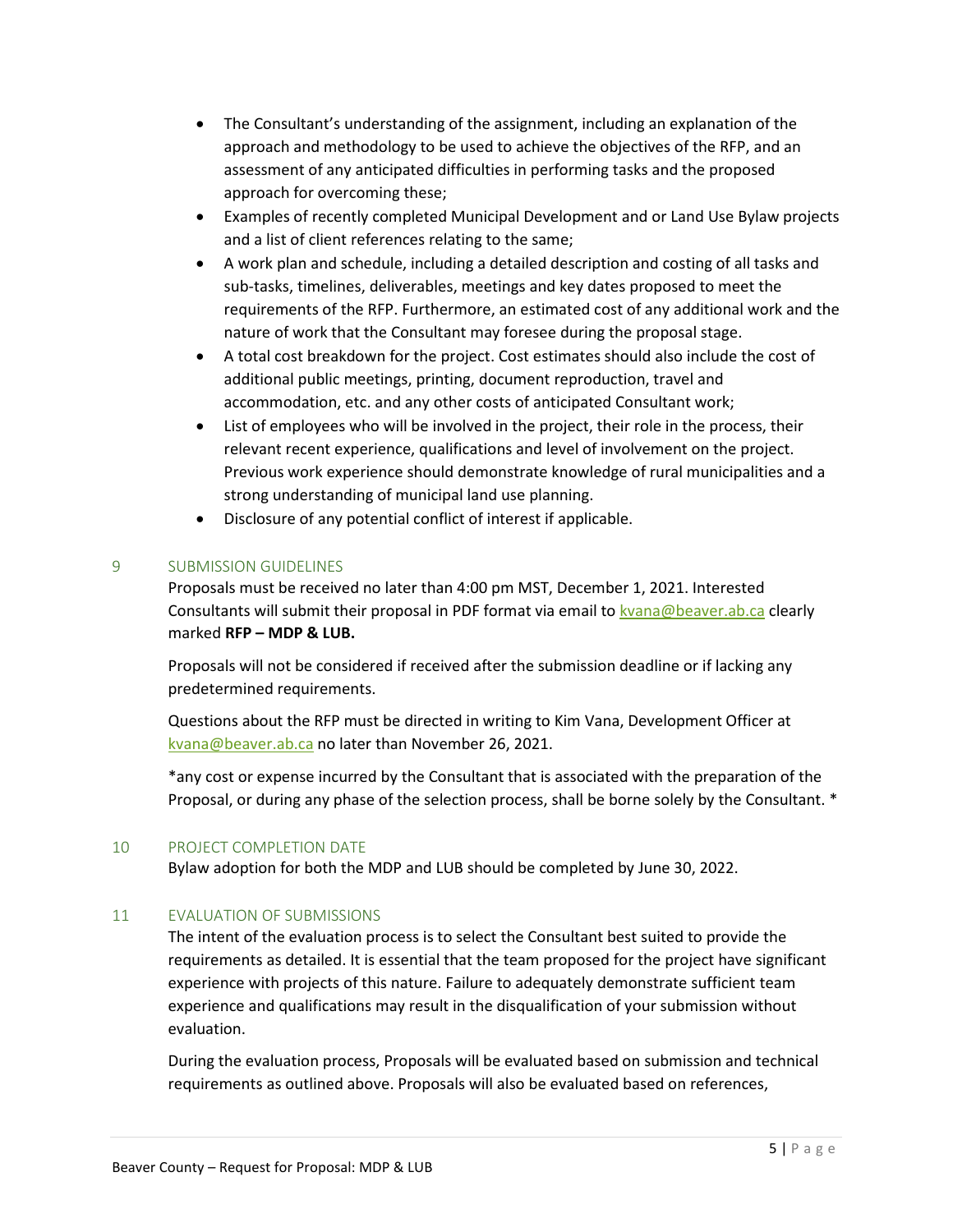- The Consultant's understanding of the assignment, including an explanation of the approach and methodology to be used to achieve the objectives of the RFP, and an assessment of any anticipated difficulties in performing tasks and the proposed approach for overcoming these;
- Examples of recently completed Municipal Development and or Land Use Bylaw projects and a list of client references relating to the same;
- A work plan and schedule, including a detailed description and costing of all tasks and sub-tasks, timelines, deliverables, meetings and key dates proposed to meet the requirements of the RFP. Furthermore, an estimated cost of any additional work and the nature of work that the Consultant may foresee during the proposal stage.
- A total cost breakdown for the project. Cost estimates should also include the cost of additional public meetings, printing, document reproduction, travel and accommodation, etc. and any other costs of anticipated Consultant work;
- List of employees who will be involved in the project, their role in the process, their relevant recent experience, qualifications and level of involvement on the project. Previous work experience should demonstrate knowledge of rural municipalities and a strong understanding of municipal land use planning.
- Disclosure of any potential conflict of interest if applicable.

## 9 SUBMISSION GUIDELINES

Proposals must be received no later than 4:00 pm MST, December 1, 2021. Interested Consultants will submit their proposal in PDF format via email to kvana@beaver.ab.ca clearly marked **RFP – MDP & LUB.**

Proposals will not be considered if received after the submission deadline or if lacking any predetermined requirements.

Questions about the RFP must be directed in writing to Kim Vana, Development Officer at kvana@beaver.ab.ca no later than November 26, 2021.

*any cost or expense incurred by the Consultant that is associated with the preparation of the Proposal, or during any phase of the selection process, shall be borne solely by the Consultant. *

## 10 PROJECT COMPLETION DATE

Bylaw adoption for both the MDP and LUB should be completed by June 30, 2022.

## 11 EVALUATION OF SUBMISSIONS

The intent of the evaluation process is to select the Consultant best suited to provide the requirements as detailed. It is essential that the team proposed for the project have significant experience with projects of this nature. Failure to adequately demonstrate sufficient team experience and qualifications may result in the disqualification of your submission without evaluation.

During the evaluation process, Proposals will be evaluated based on submission and technical requirements as outlined above. Proposals will also be evaluated based on references,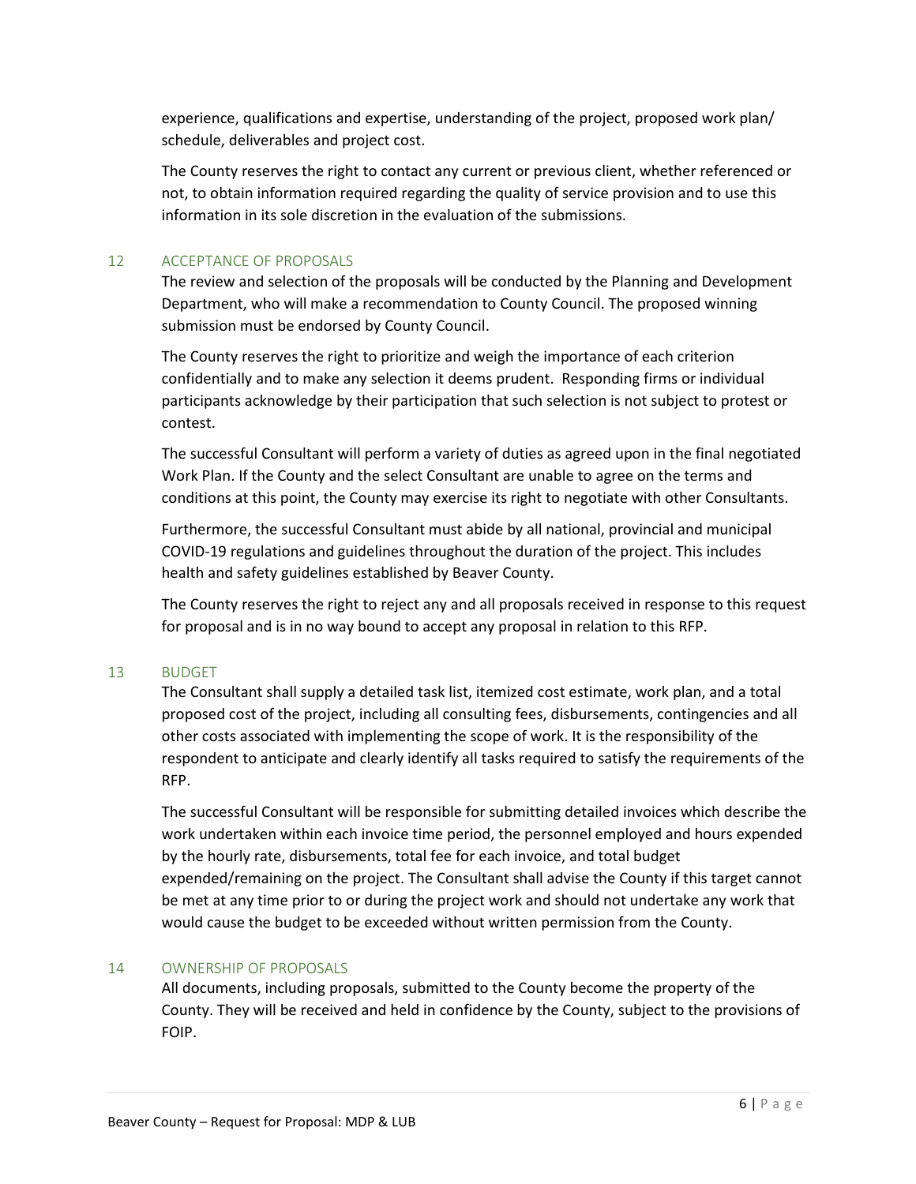experience, qualifications and expertise, understanding of the project, proposed work plan/ schedule, deliverables and project cost.

The County reserves the right to contact any current or previous client, whether referenced or not, to obtain information required regarding the quality of service provision and to use this information in its sole discretion in the evaluation of the submissions.

## 12 ACCEPTANCE OF PROPOSALS

The review and selection of the proposals will be conducted by the Planning and Development Department, who will make a recommendation to County Council. The proposed winning submission must be endorsed by County Council.

The County reserves the right to prioritize and weigh the importance of each criterion confidentially and to make any selection it deems prudent. Responding firms or individual participants acknowledge by their participation that such selection is not subject to protest or contest.

The successful Consultant will perform a variety of duties as agreed upon in the final negotiated Work Plan. If the County and the select Consultant are unable to agree on the terms and conditions at this point, the County may exercise its right to negotiate with other Consultants.

Furthermore, the successful Consultant must abide by all national, provincial and municipal COVID-19 regulations and guidelines throughout the duration of the project. This includes health and safety guidelines established by Beaver County.

The County reserves the right to reject any and all proposals received in response to this request for proposal and is in no way bound to accept any proposal in relation to this RFP.

## 13 BUDGET

The Consultant shall supply a detailed task list, itemized cost estimate, work plan, and a total proposed cost of the project, including all consulting fees, disbursements, contingencies and all other costs associated with implementing the scope of work. It is the responsibility of the respondent to anticipate and clearly identify all tasks required to satisfy the requirements of the RFP.

The successful Consultant will be responsible for submitting detailed invoices which describe the work undertaken within each invoice time period, the personnel employed and hours expended by the hourly rate, disbursements, total fee for each invoice, and total budget expended/remaining on the project. The Consultant shall advise the County if this target cannot be met at any time prior to or during the project work and should not undertake any work that would cause the budget to be exceeded without written permission from the County.

## 14 OWNERSHIP OF PROPOSALS

All documents, including proposals, submitted to the County become the property of the County. They will be received and held in confidence by the County, subject to the provisions of FOIP.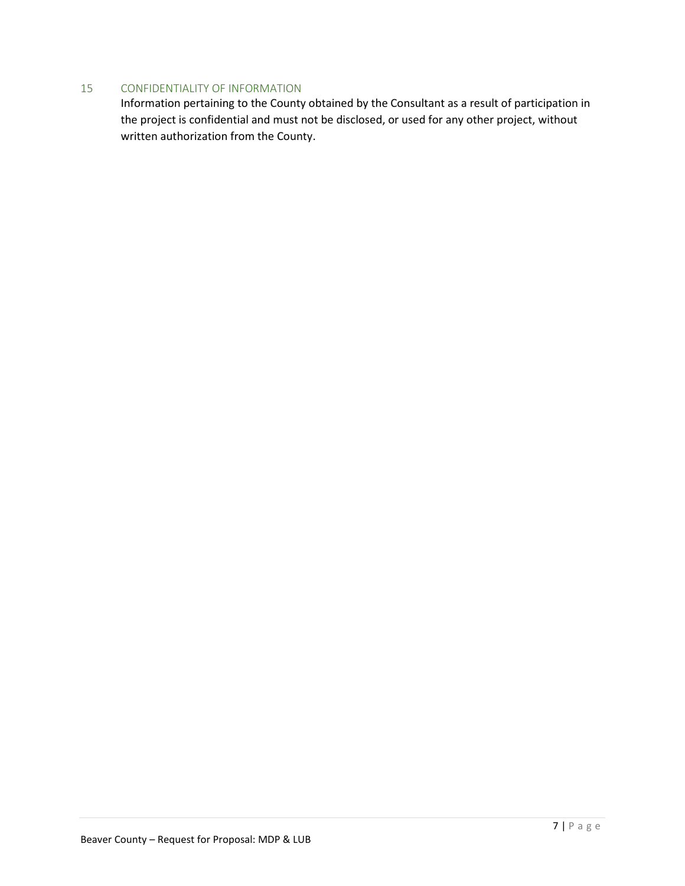## 15 CONFIDENTIALITY OF INFORMATION

Information pertaining to the County obtained by the Consultant as a result of participation in the project is confidential and must not be disclosed, or used for any other project, without written authorization from the County.